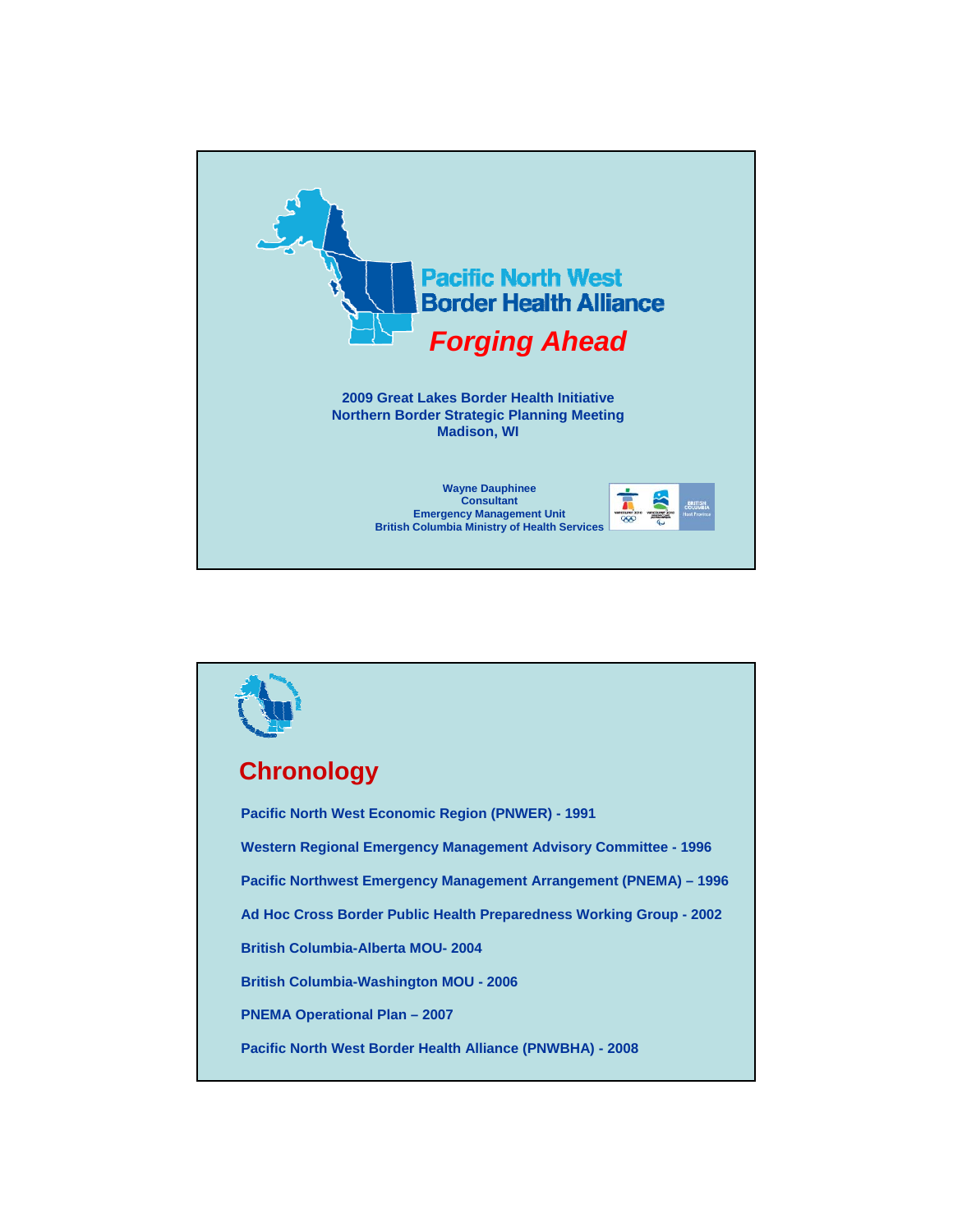# Pacific North West Border Health Alliance

## *Forging Ahead*

**2009 Great Lakes Border Health Initiative**
**Northern Border Strategic Planning Meeting**
**Madison, WI**

**Wayne Dauphinee**
**Consultant**
**Emergency Management Unit**
**British Columbia Ministry of Health Services**

---

## Chronology

**Pacific North West Economic Region (PNWER) - 1991**

**Western Regional Emergency Management Advisory Committee - 1996**

**Pacific Northwest Emergency Management Arrangement (PNEMA) – 1996**

**Ad Hoc Cross Border Public Health Preparedness Working Group - 2002**

**British Columbia-Alberta MOU- 2004**

**British Columbia-Washington MOU - 2006**

**PNEMA Operational Plan – 2007**

**Pacific North West Border Health Alliance (PNWBHA) - 2008**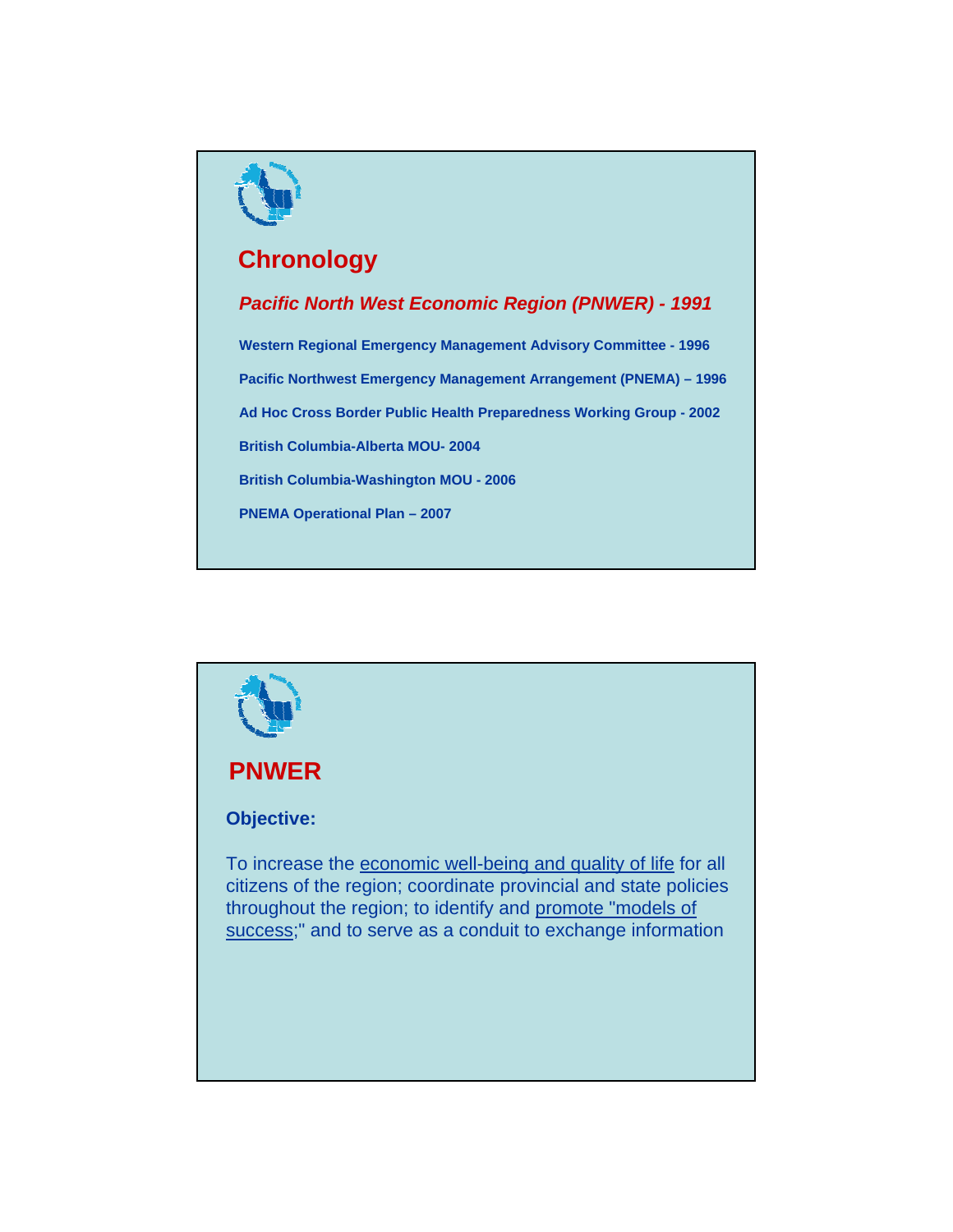## Chronology

***Pacific North West Economic Region (PNWER) - 1991***

**Western Regional Emergency Management Advisory Committee - 1996**

**Pacific Northwest Emergency Management Arrangement (PNEMA) – 1996**

**Ad Hoc Cross Border Public Health Preparedness Working Group - 2002**

**British Columbia-Alberta MOU- 2004**

**British Columbia-Washington MOU - 2006**

**PNEMA Operational Plan – 2007**

## PNWER

**Objective:**

To increase the <u>economic well-being and quality of life</u> for all citizens of the region; coordinate provincial and state policies throughout the region; to identify and <u>promote "models of success</u>;" and to serve as a conduit to exchange information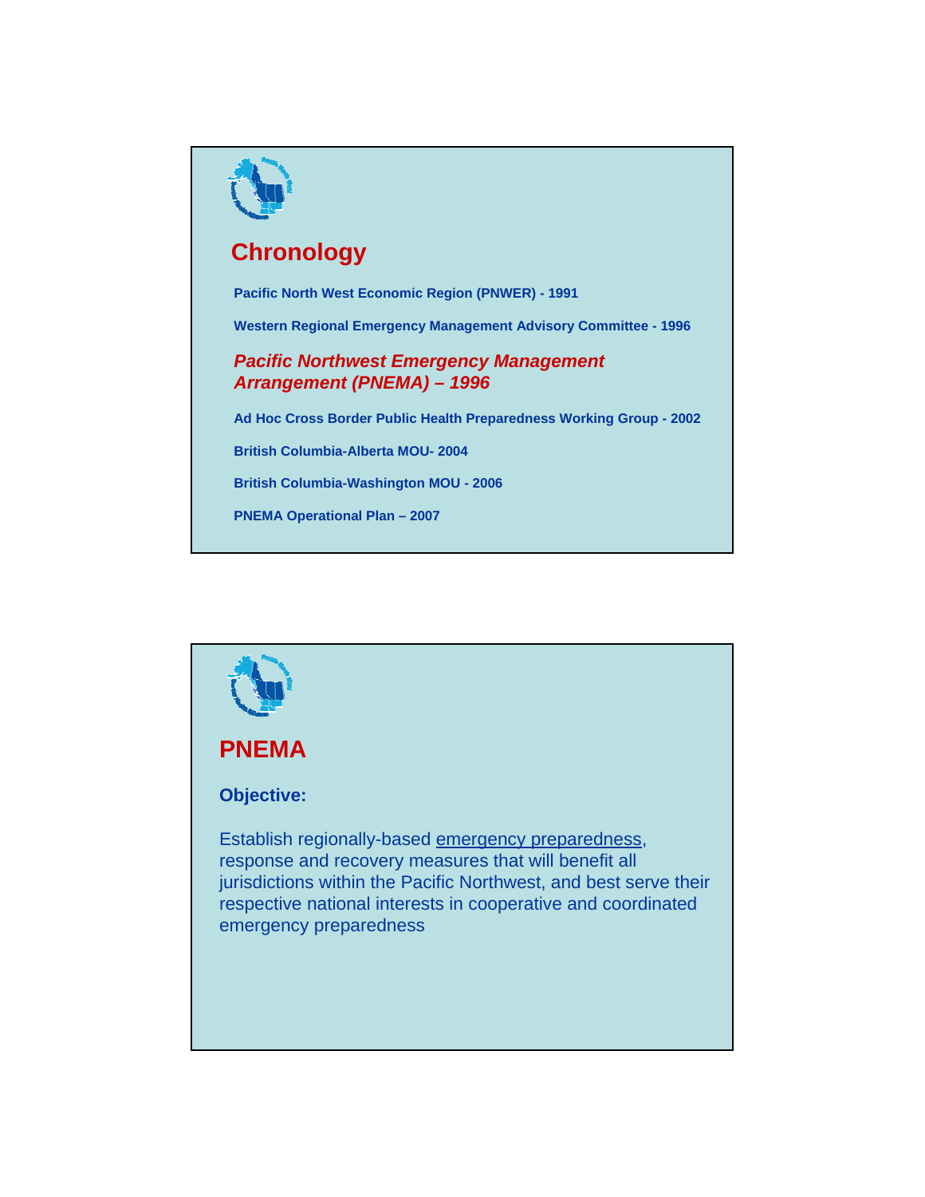## Chronology

**Pacific North West Economic Region (PNWER) - 1991**

**Western Regional Emergency Management Advisory Committee - 1996**

***Pacific Northwest Emergency Management Arrangement (PNEMA) – 1996***

**Ad Hoc Cross Border Public Health Preparedness Working Group - 2002**

**British Columbia-Alberta MOU- 2004**

**British Columbia-Washington MOU - 2006**

**PNEMA Operational Plan – 2007**

## PNEMA

**Objective:**

Establish regionally-based emergency preparedness, response and recovery measures that will benefit all jurisdictions within the Pacific Northwest, and best serve their respective national interests in cooperative and coordinated emergency preparedness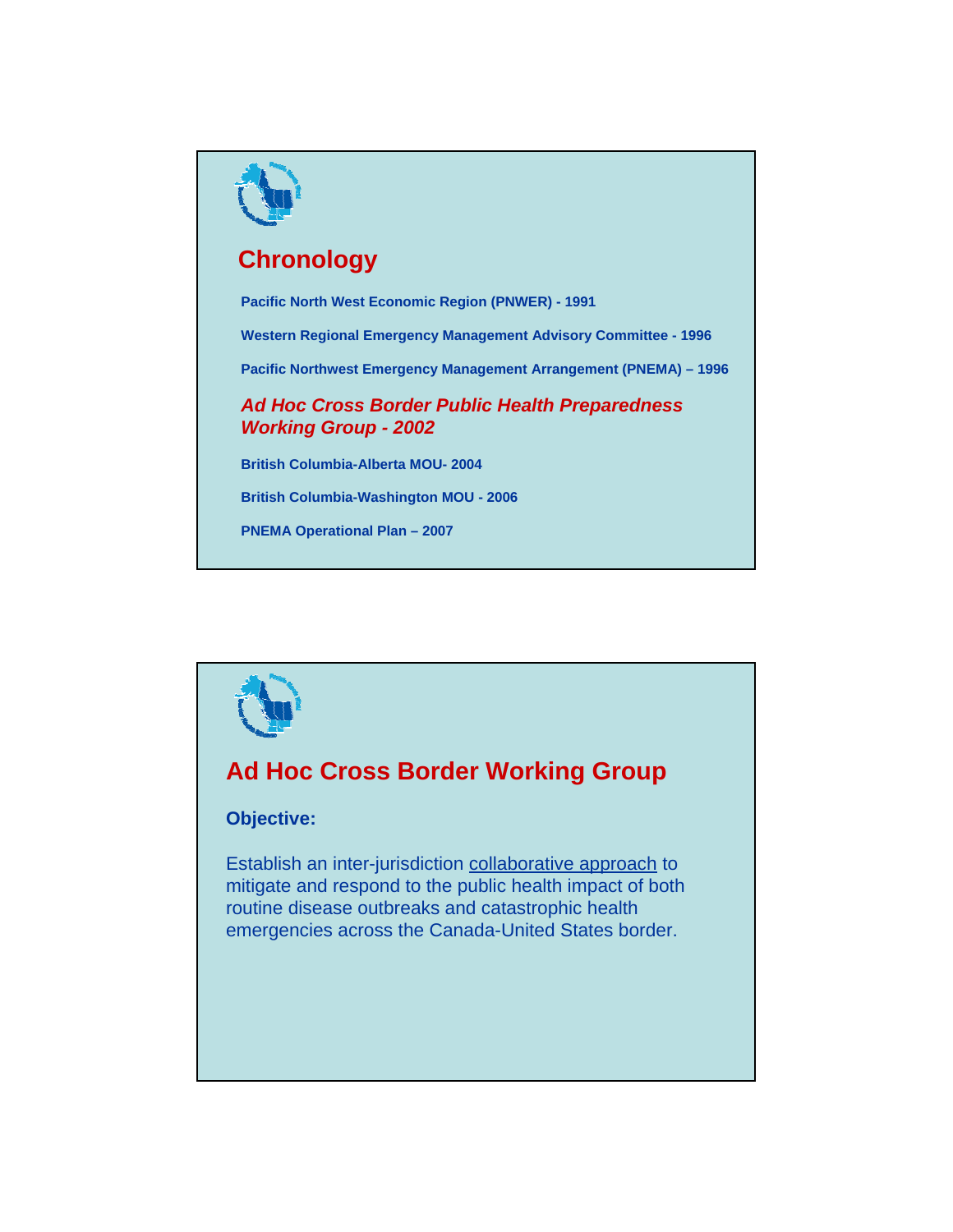## Chronology

**Pacific North West Economic Region (PNWER) - 1991**

**Western Regional Emergency Management Advisory Committee - 1996**

**Pacific Northwest Emergency Management Arrangement (PNEMA) – 1996**

***Ad Hoc Cross Border Public Health Preparedness Working Group - 2002***

**British Columbia-Alberta MOU- 2004**

**British Columbia-Washington MOU - 2006**

**PNEMA Operational Plan – 2007**

## Ad Hoc Cross Border Working Group

**Objective:**

Establish an inter-jurisdiction collaborative approach to mitigate and respond to the public health impact of both routine disease outbreaks and catastrophic health emergencies across the Canada-United States border.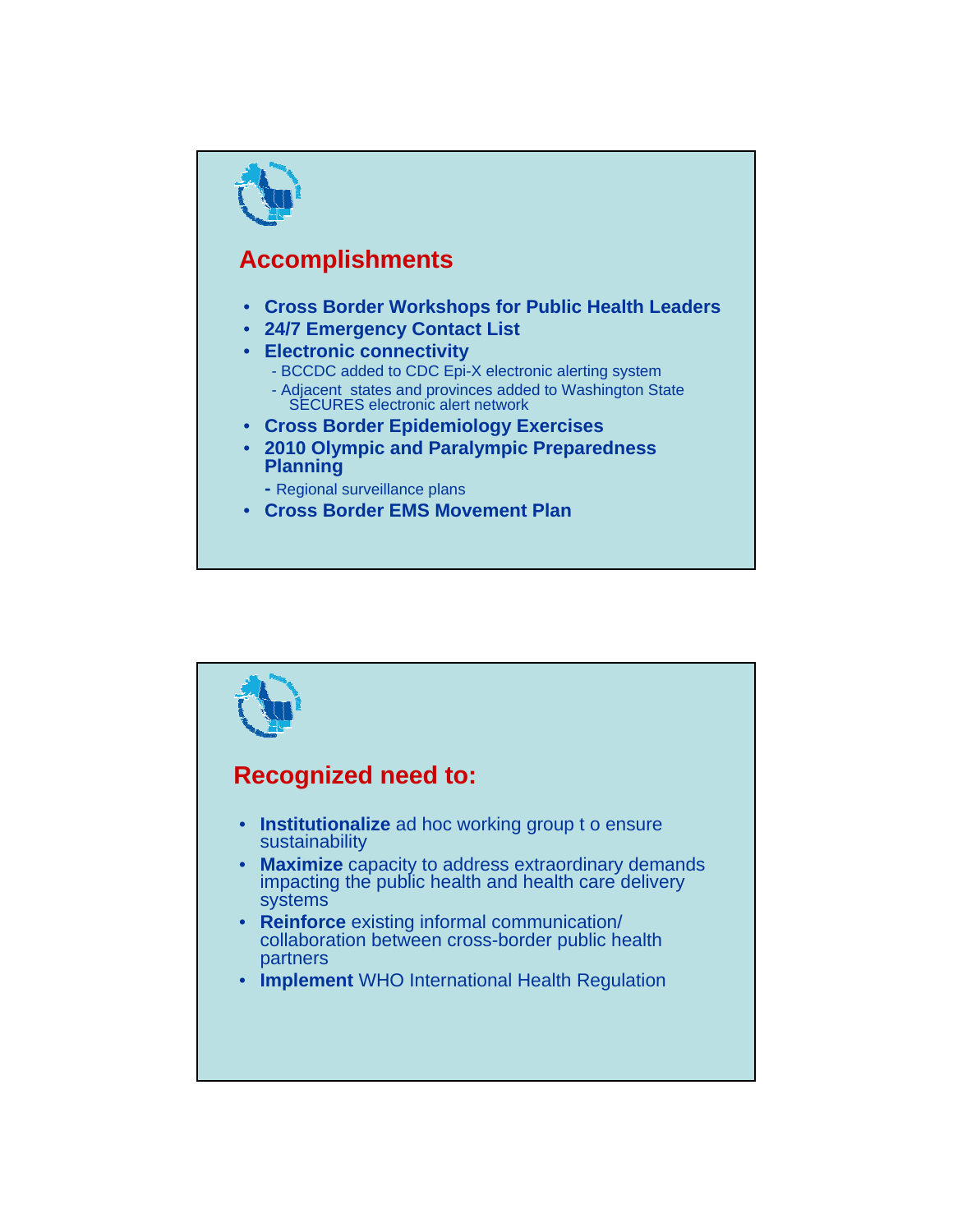## Accomplishments

- **Cross Border Workshops for Public Health Leaders**
- **24/7 Emergency Contact List**
- **Electronic connectivity**
  - BCCDC added to CDC Epi-X electronic alerting system
  - Adjacent states and provinces added to Washington State SECURES electronic alert network
- **Cross Border Epidemiology Exercises**
- **2010 Olympic and Paralympic Preparedness Planning**
  - Regional surveillance plans
- **Cross Border EMS Movement Plan**

## Recognized need to:

- **Institutionalize** ad hoc working group t o ensure sustainability
- **Maximize** capacity to address extraordinary demands impacting the public health and health care delivery systems
- **Reinforce** existing informal communication/ collaboration between cross-border public health partners
- **Implement** WHO International Health Regulation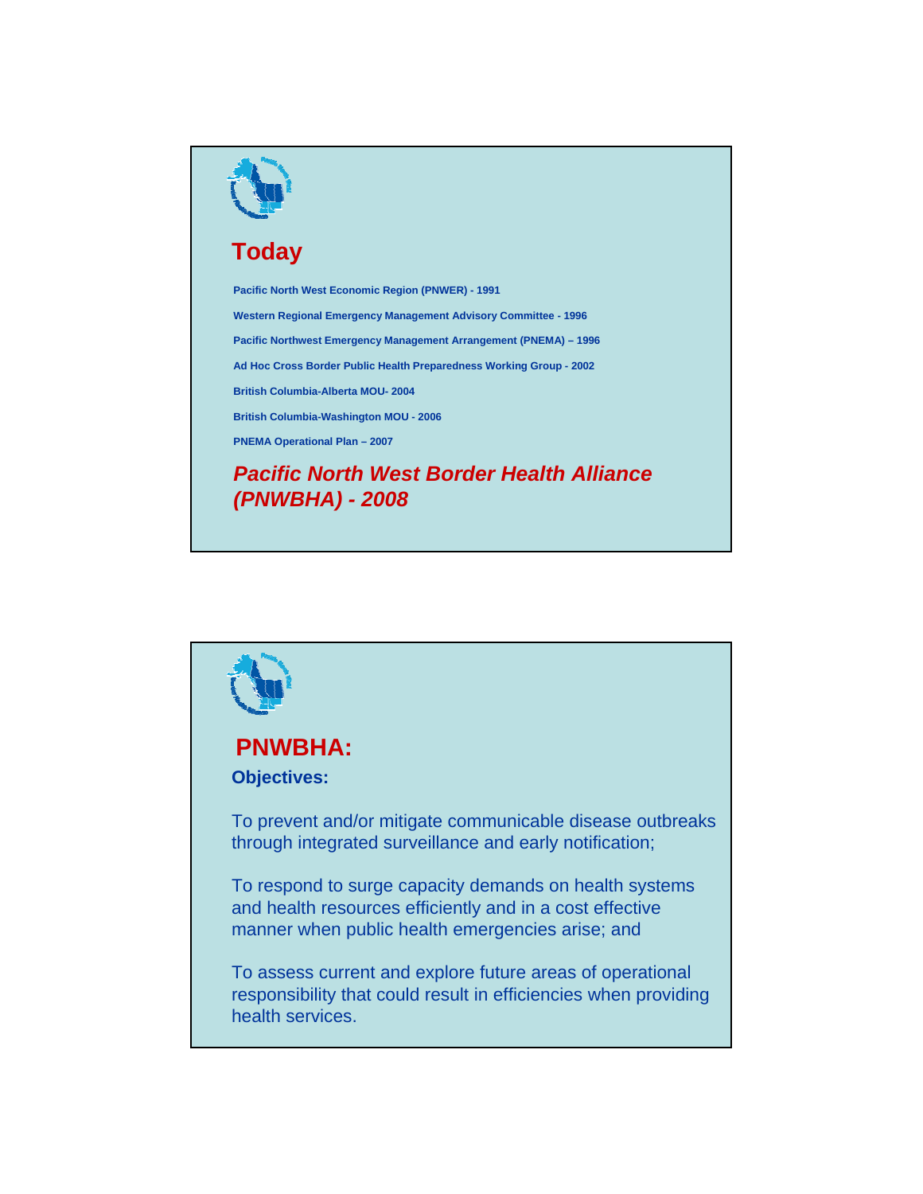## Today

**Pacific North West Economic Region (PNWER) - 1991**

**Western Regional Emergency Management Advisory Committee - 1996**

**Pacific Northwest Emergency Management Arrangement (PNEMA) – 1996**

**Ad Hoc Cross Border Public Health Preparedness Working Group - 2002**

**British Columbia-Alberta MOU- 2004**

**British Columbia-Washington MOU - 2006**

**PNEMA Operational Plan – 2007**

***Pacific North West Border Health Alliance (PNWBHA) - 2008***

## PNWBHA:

**Objectives:**

To prevent and/or mitigate communicable disease outbreaks through integrated surveillance and early notification;

To respond to surge capacity demands on health systems and health resources efficiently and in a cost effective manner when public health emergencies arise; and

To assess current and explore future areas of operational responsibility that could result in efficiencies when providing health services.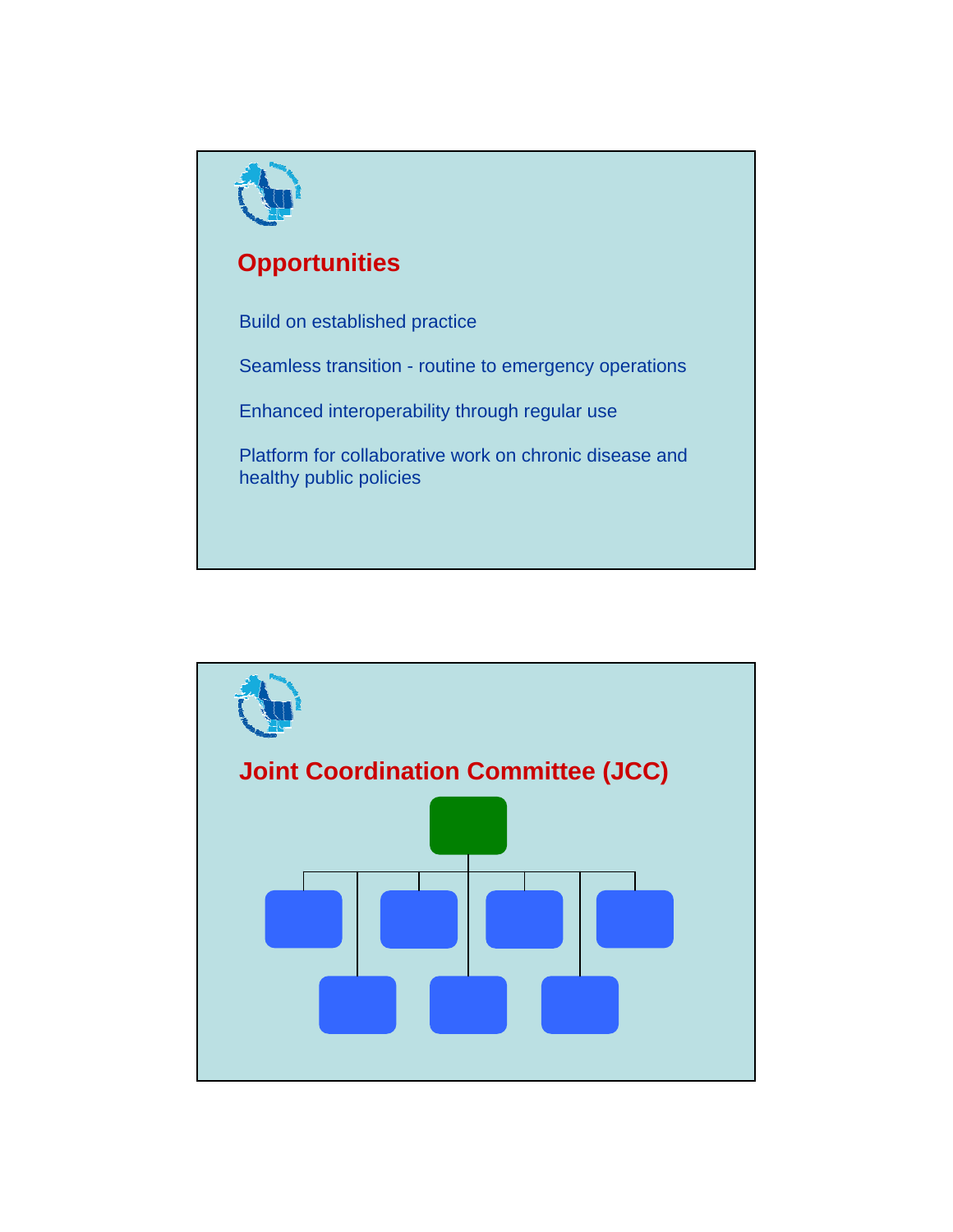## Opportunities

Build on established practice

Seamless transition - routine to emergency operations

Enhanced interoperability through regular use

Platform for collaborative work on chronic disease and healthy public policies

## Joint Coordination Committee (JCC)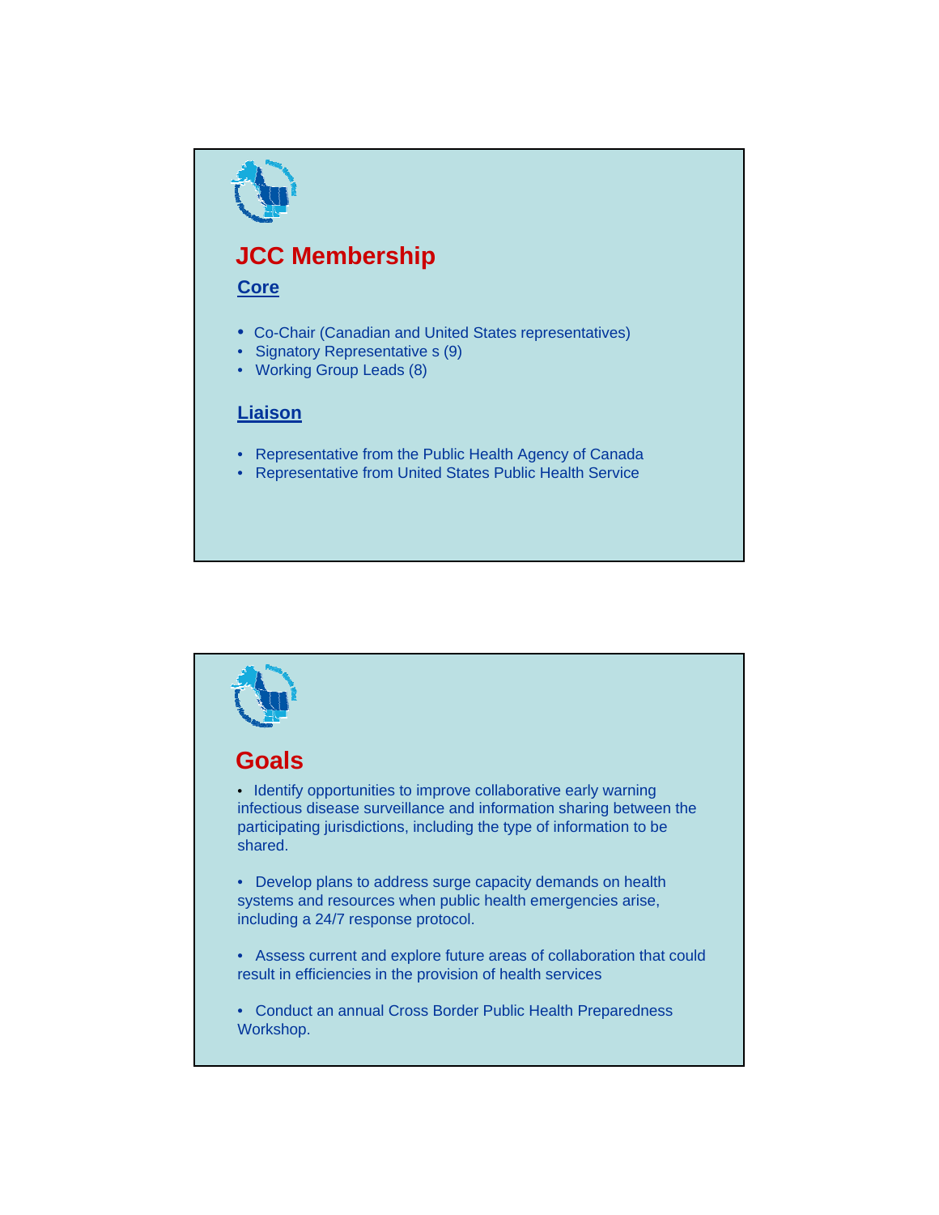## JCC Membership

### Core

- Co-Chair (Canadian and United States representatives)
- Signatory Representative s (9)
- Working Group Leads (8)

### Liaison

- Representative from the Public Health Agency of Canada
- Representative from United States Public Health Service

## Goals

- Identify opportunities to improve collaborative early warning infectious disease surveillance and information sharing between the participating jurisdictions, including the type of information to be shared.
- Develop plans to address surge capacity demands on health systems and resources when public health emergencies arise, including a 24/7 response protocol.
- Assess current and explore future areas of collaboration that could result in efficiencies in the provision of health services
- Conduct an annual Cross Border Public Health Preparedness Workshop.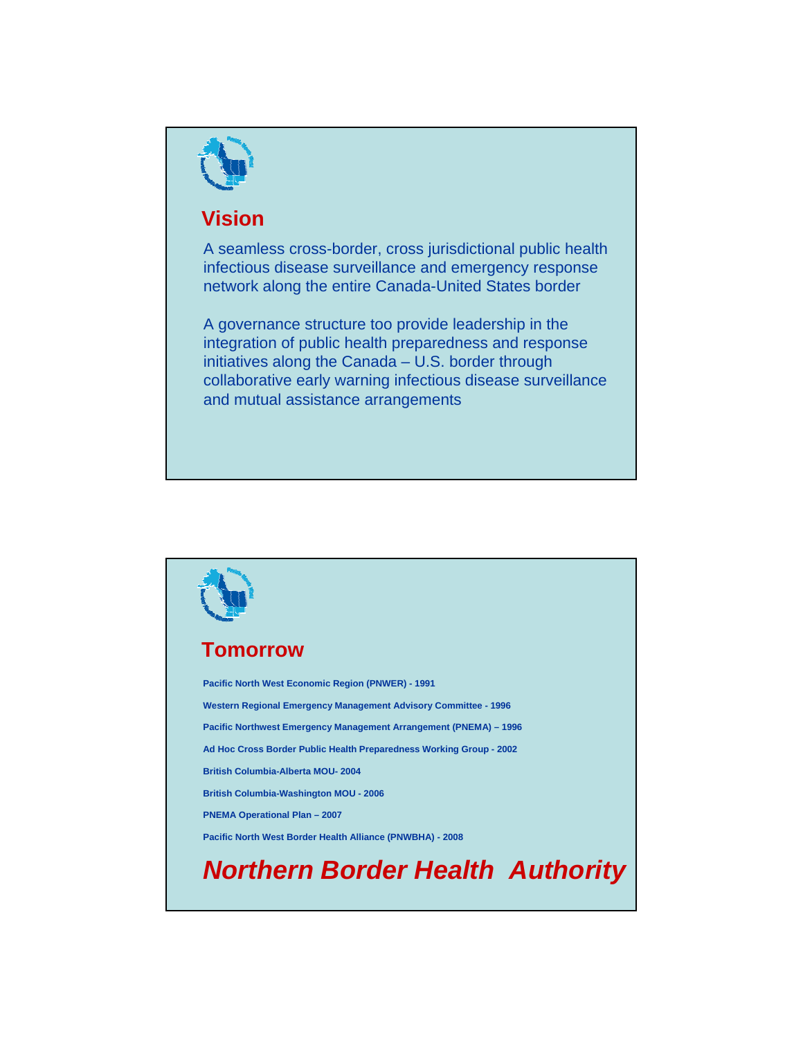## Vision

A seamless cross-border, cross jurisdictional public health infectious disease surveillance and emergency response network along the entire Canada-United States border

A governance structure too provide leadership in the integration of public health preparedness and response initiatives along the Canada – U.S. border through collaborative early warning infectious disease surveillance and mutual assistance arrangements

## Tomorrow

**Pacific North West Economic Region (PNWER) - 1991**

**Western Regional Emergency Management Advisory Committee - 1996**

**Pacific Northwest Emergency Management Arrangement (PNEMA) – 1996**

**Ad Hoc Cross Border Public Health Preparedness Working Group - 2002**

**British Columbia-Alberta MOU- 2004**

**British Columbia-Washington MOU - 2006**

**PNEMA Operational Plan – 2007**

**Pacific North West Border Health Alliance (PNWBHA) - 2008**

***Northern Border Health Authority***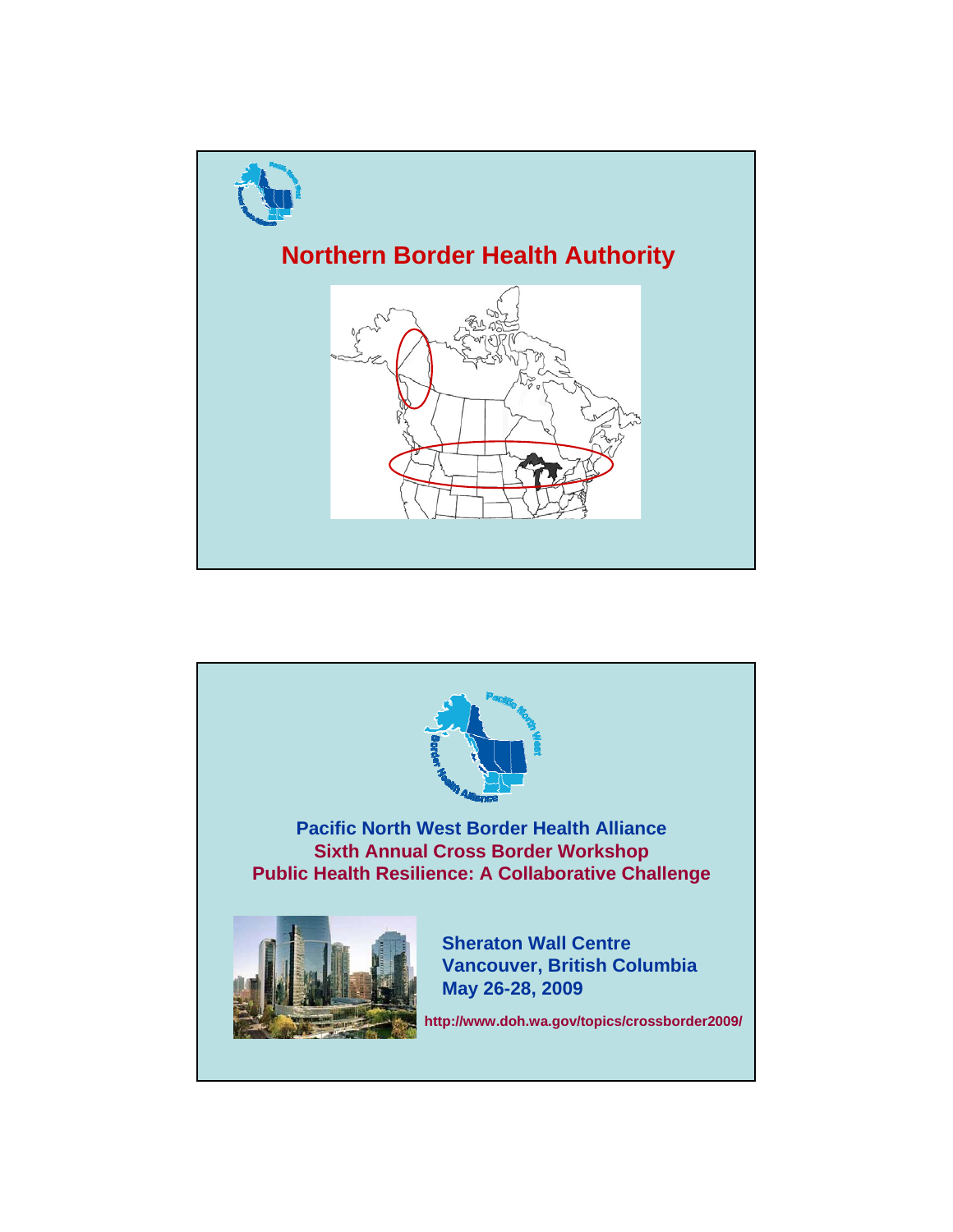## Northern Border Health Authority

---

**Pacific North West Border Health Alliance**
**Sixth Annual Cross Border Workshop**
**Public Health Resilience: A Collaborative Challenge**

**Sheraton Wall Centre**
**Vancouver, British Columbia**
**May 26-28, 2009**

http://www.doh.wa.gov/topics/crossborder2009/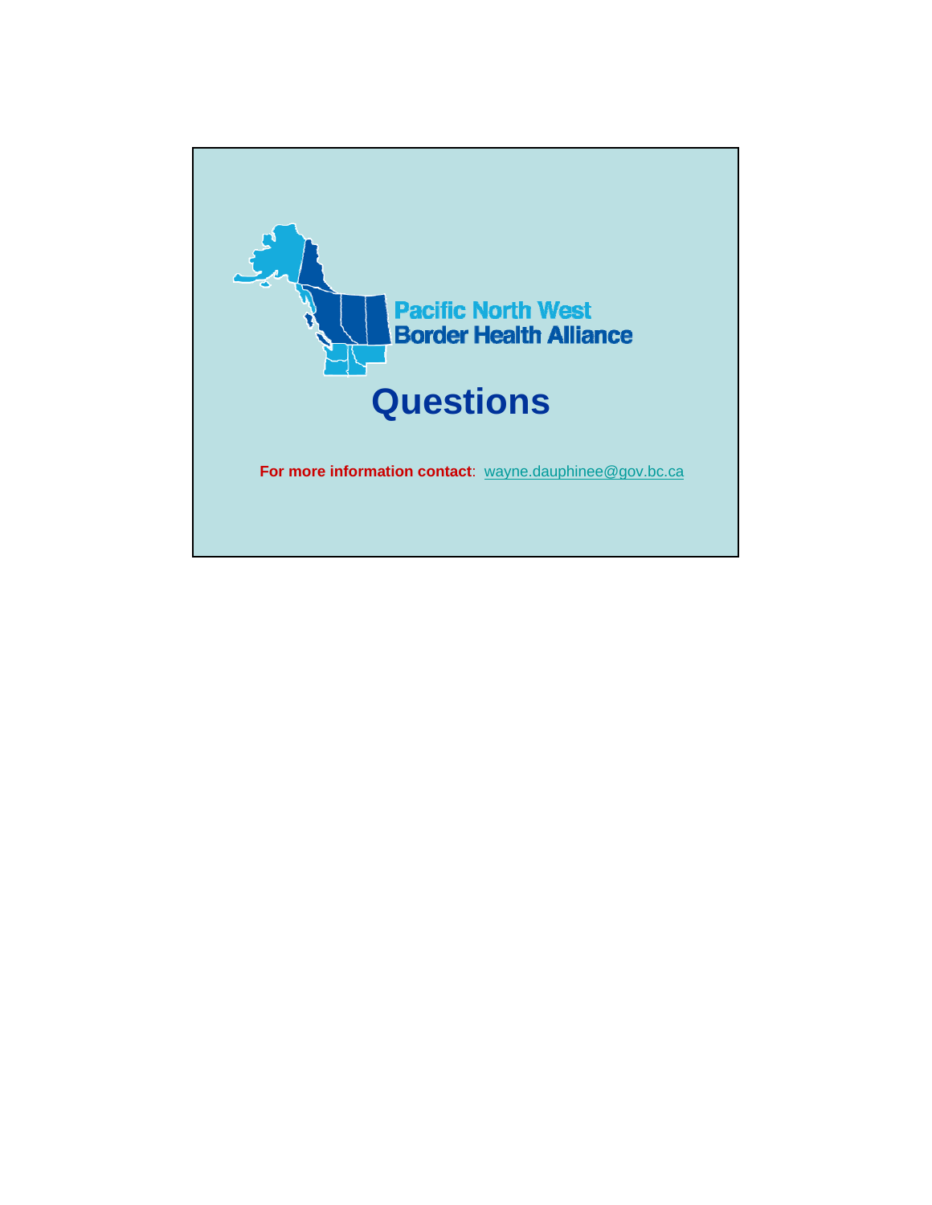Pacific North West
Border Health Alliance

# Questions

**For more information contact**: wayne.dauphinee@gov.bc.ca